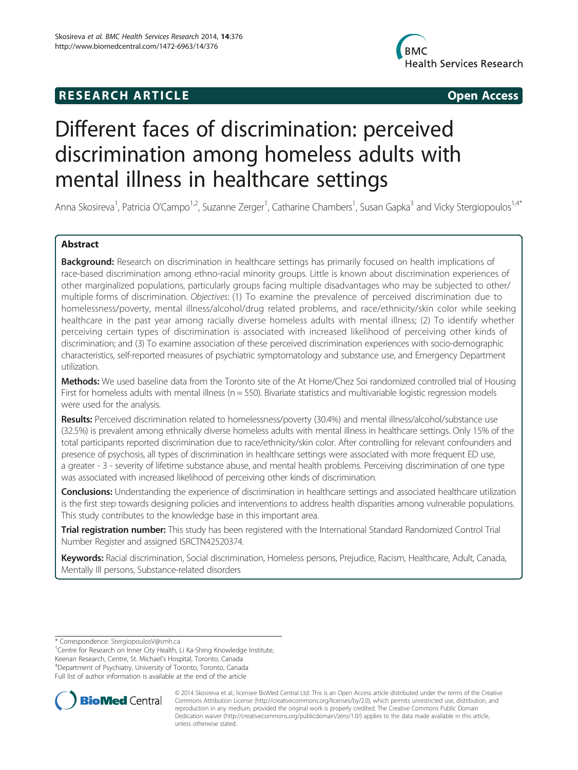RESEARCH ARTICLE Open Access

# Different faces of discrimination: perceived discrimination among homeless adults with mental illness in healthcare settings

Anna Skosireva[1], Patricia O'Campo[1,2], Suzanne Zerger[1], Catharine Chambers[1], Susan Gapka[3] and Vicky Stergiopoulos[1,4*]

## Abstract

**Background:** Research on discrimination in healthcare settings has primarily focused on health implications of race-based discrimination among ethno-racial minority groups. Little is known about discrimination experiences of other marginalized populations, particularly groups facing multiple disadvantages who may be subjected to other/multiple forms of discrimination. *Objectives*: (1) To examine the prevalence of perceived discrimination due to homelessness/poverty, mental illness/alcohol/drug related problems, and race/ethnicity/skin color while seeking healthcare in the past year among racially diverse homeless adults with mental illness; (2) To identify whether perceiving certain types of discrimination is associated with increased likelihood of perceiving other kinds of discrimination; and (3) To examine association of these perceived discrimination experiences with socio-demographic characteristics, self-reported measures of psychiatric symptomatology and substance use, and Emergency Department utilization.

**Methods:** We used baseline data from the Toronto site of the At Home/Chez Soi randomized controlled trial of Housing First for homeless adults with mental illness (n = 550). Bivariate statistics and multivariable logistic regression models were used for the analysis.

**Results:** Perceived discrimination related to homelessness/poverty (30.4%) and mental illness/alcohol/substance use (32.5%) is prevalent among ethnically diverse homeless adults with mental illness in healthcare settings. Only 15% of the total participants reported discrimination due to race/ethnicity/skin color. After controlling for relevant confounders and presence of psychosis, all types of discrimination in healthcare settings were associated with more frequent ED use, a greater - 3 - severity of lifetime substance abuse, and mental health problems. Perceiving discrimination of one type was associated with increased likelihood of perceiving other kinds of discrimination.

**Conclusions:** Understanding the experience of discrimination in healthcare settings and associated healthcare utilization is the first step towards designing policies and interventions to address health disparities among vulnerable populations. This study contributes to the knowledge base in this important area.

**Trial registration number:** This study has been registered with the International Standard Randomized Control Trial Number Register and assigned ISRCTN42520374.

**Keywords:** Racial discrimination, Social discrimination, Homeless persons, Prejudice, Racism, Healthcare, Adult, Canada, Mentally Ill persons, Substance-related disorders

\* Correspondence: StergiopoulosV@smh.ca
[1]Centre for Research on Inner City Health, Li Ka-Shing Knowledge Institute, Keenan Research, Centre, St. Michael's Hospital, Toronto, Canada
[4]Department of Psychiatry, University of Toronto, Toronto, Canada
Full list of author information is available at the end of the article

© 2014 Skosireva et al.; licensee BioMed Central Ltd. This is an Open Access article distributed under the terms of the Creative Commons Attribution License (http://creativecommons.org/licenses/by/2.0), which permits unrestricted use, distribution, and reproduction in any medium, provided the original work is properly credited. The Creative Commons Public Domain Dedication waiver (http://creativecommons.org/publicdomain/zero/1.0/) applies to the data made available in this article, unless otherwise stated.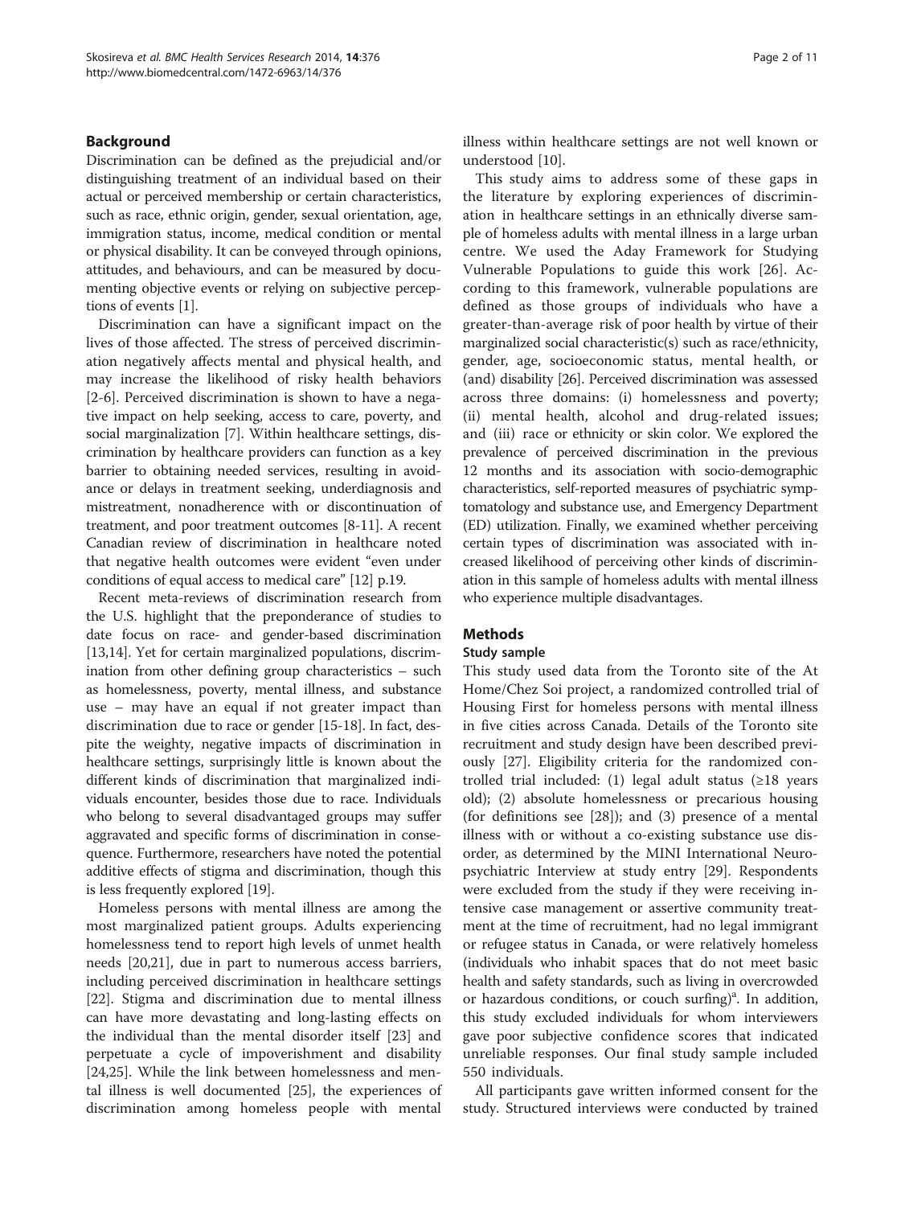## Background

Discrimination can be defined as the prejudicial and/or distinguishing treatment of an individual based on their actual or perceived membership or certain characteristics, such as race, ethnic origin, gender, sexual orientation, age, immigration status, income, medical condition or mental or physical disability. It can be conveyed through opinions, attitudes, and behaviours, and can be measured by documenting objective events or relying on subjective perceptions of events [1].

Discrimination can have a significant impact on the lives of those affected. The stress of perceived discrimination negatively affects mental and physical health, and may increase the likelihood of risky health behaviors [2-6]. Perceived discrimination is shown to have a negative impact on help seeking, access to care, poverty, and social marginalization [7]. Within healthcare settings, discrimination by healthcare providers can function as a key barrier to obtaining needed services, resulting in avoidance or delays in treatment seeking, underdiagnosis and mistreatment, nonadherence with or discontinuation of treatment, and poor treatment outcomes [8-11]. A recent Canadian review of discrimination in healthcare noted that negative health outcomes were evident "even under conditions of equal access to medical care" [12] p.19.

Recent meta-reviews of discrimination research from the U.S. highlight that the preponderance of studies to date focus on race- and gender-based discrimination [13,14]. Yet for certain marginalized populations, discrimination from other defining group characteristics – such as homelessness, poverty, mental illness, and substance use – may have an equal if not greater impact than discrimination due to race or gender [15-18]. In fact, despite the weighty, negative impacts of discrimination in healthcare settings, surprisingly little is known about the different kinds of discrimination that marginalized individuals encounter, besides those due to race. Individuals who belong to several disadvantaged groups may suffer aggravated and specific forms of discrimination in consequence. Furthermore, researchers have noted the potential additive effects of stigma and discrimination, though this is less frequently explored [19].

Homeless persons with mental illness are among the most marginalized patient groups. Adults experiencing homelessness tend to report high levels of unmet health needs [20,21], due in part to numerous access barriers, including perceived discrimination in healthcare settings [22]. Stigma and discrimination due to mental illness can have more devastating and long-lasting effects on the individual than the mental disorder itself [23] and perpetuate a cycle of impoverishment and disability [24,25]. While the link between homelessness and mental illness is well documented [25], the experiences of discrimination among homeless people with mental illness within healthcare settings are not well known or understood [10].

This study aims to address some of these gaps in the literature by exploring experiences of discrimination in healthcare settings in an ethnically diverse sample of homeless adults with mental illness in a large urban centre. We used the Aday Framework for Studying Vulnerable Populations to guide this work [26]. According to this framework, vulnerable populations are defined as those groups of individuals who have a greater-than-average risk of poor health by virtue of their marginalized social characteristic(s) such as race/ethnicity, gender, age, socioeconomic status, mental health, or (and) disability [26]. Perceived discrimination was assessed across three domains: (i) homelessness and poverty; (ii) mental health, alcohol and drug-related issues; and (iii) race or ethnicity or skin color. We explored the prevalence of perceived discrimination in the previous 12 months and its association with socio-demographic characteristics, self-reported measures of psychiatric symptomatology and substance use, and Emergency Department (ED) utilization. Finally, we examined whether perceiving certain types of discrimination was associated with increased likelihood of perceiving other kinds of discrimination in this sample of homeless adults with mental illness who experience multiple disadvantages.

## Methods

### Study sample

This study used data from the Toronto site of the At Home/Chez Soi project, a randomized controlled trial of Housing First for homeless persons with mental illness in five cities across Canada. Details of the Toronto site recruitment and study design have been described previously [27]. Eligibility criteria for the randomized controlled trial included: (1) legal adult status (≥18 years old); (2) absolute homelessness or precarious housing (for definitions see [28]); and (3) presence of a mental illness with or without a co-existing substance use disorder, as determined by the MINI International Neuropsychiatric Interview at study entry [29]. Respondents were excluded from the study if they were receiving intensive case management or assertive community treatment at the time of recruitment, had no legal immigrant or refugee status in Canada, or were relatively homeless (individuals who inhabit spaces that do not meet basic health and safety standards, such as living in overcrowded or hazardous conditions, or couch surfing)[a]. In addition, this study excluded individuals for whom interviewers gave poor subjective confidence scores that indicated unreliable responses. Our final study sample included 550 individuals.

All participants gave written informed consent for the study. Structured interviews were conducted by trained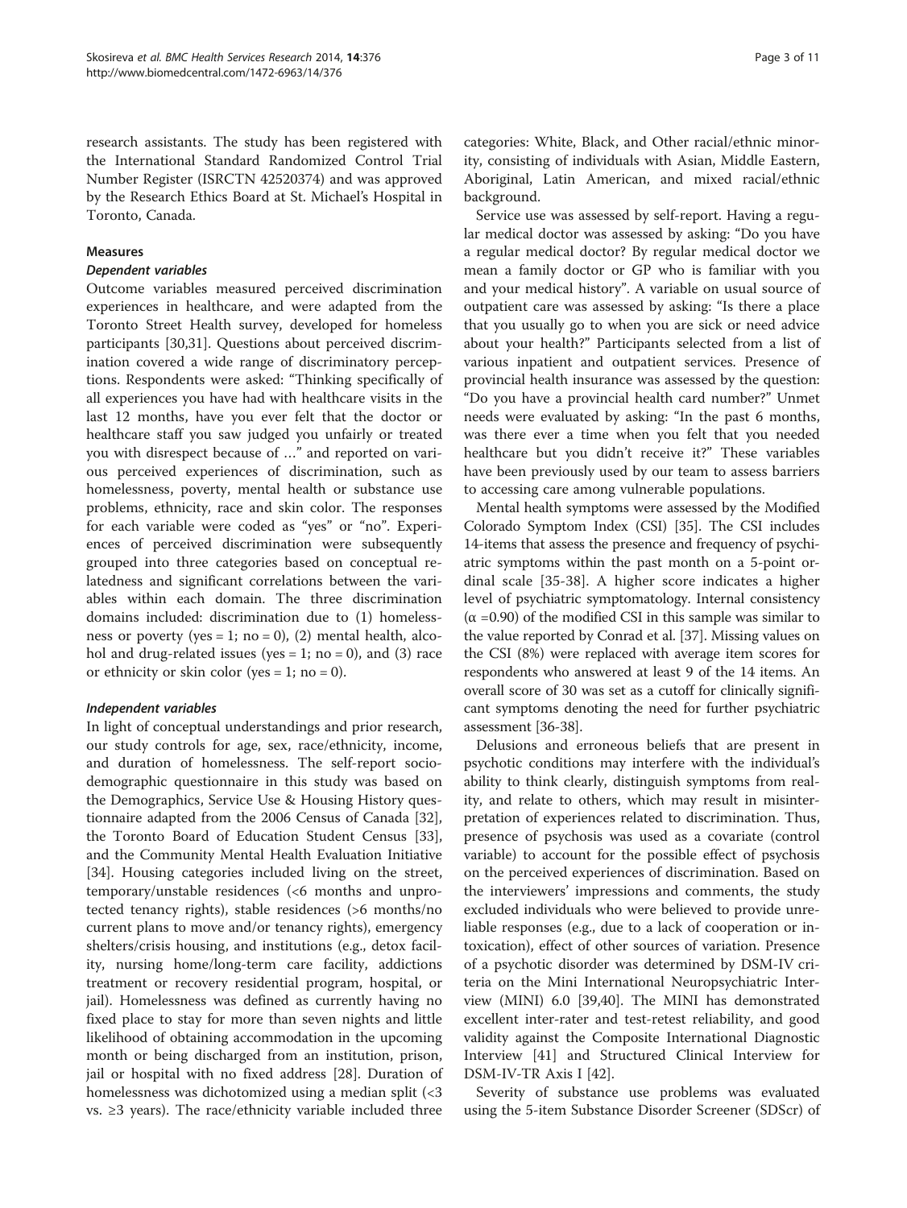research assistants. The study has been registered with the International Standard Randomized Control Trial Number Register (ISRCTN 42520374) and was approved by the Research Ethics Board at St. Michael's Hospital in Toronto, Canada.

## Measures

### Dependent variables

Outcome variables measured perceived discrimination experiences in healthcare, and were adapted from the Toronto Street Health survey, developed for homeless participants [30,31]. Questions about perceived discrimination covered a wide range of discriminatory perceptions. Respondents were asked: "Thinking specifically of all experiences you have had with healthcare visits in the last 12 months, have you ever felt that the doctor or healthcare staff you saw judged you unfairly or treated you with disrespect because of …" and reported on various perceived experiences of discrimination, such as homelessness, poverty, mental health or substance use problems, ethnicity, race and skin color. The responses for each variable were coded as "yes" or "no". Experiences of perceived discrimination were subsequently grouped into three categories based on conceptual relatedness and significant correlations between the variables within each domain. The three discrimination domains included: discrimination due to (1) homelessness or poverty (yes = 1; no = 0), (2) mental health, alcohol and drug-related issues (yes = 1; no = 0), and (3) race or ethnicity or skin color (yes = 1; no = 0).

### Independent variables

In light of conceptual understandings and prior research, our study controls for age, sex, race/ethnicity, income, and duration of homelessness. The self-report sociodemographic questionnaire in this study was based on the Demographics, Service Use & Housing History questionnaire adapted from the 2006 Census of Canada [32], the Toronto Board of Education Student Census [33], and the Community Mental Health Evaluation Initiative [34]. Housing categories included living on the street, temporary/unstable residences (<6 months and unprotected tenancy rights), stable residences (>6 months/no current plans to move and/or tenancy rights), emergency shelters/crisis housing, and institutions (e.g., detox facility, nursing home/long-term care facility, addictions treatment or recovery residential program, hospital, or jail). Homelessness was defined as currently having no fixed place to stay for more than seven nights and little likelihood of obtaining accommodation in the upcoming month or being discharged from an institution, prison, jail or hospital with no fixed address [28]. Duration of homelessness was dichotomized using a median split (<3 vs. ≥3 years). The race/ethnicity variable included three categories: White, Black, and Other racial/ethnic minority, consisting of individuals with Asian, Middle Eastern, Aboriginal, Latin American, and mixed racial/ethnic background.

Service use was assessed by self-report. Having a regular medical doctor was assessed by asking: "Do you have a regular medical doctor? By regular medical doctor we mean a family doctor or GP who is familiar with you and your medical history". A variable on usual source of outpatient care was assessed by asking: "Is there a place that you usually go to when you are sick or need advice about your health?" Participants selected from a list of various inpatient and outpatient services. Presence of provincial health insurance was assessed by the question: "Do you have a provincial health card number?" Unmet needs were evaluated by asking: "In the past 6 months, was there ever a time when you felt that you needed healthcare but you didn't receive it?" These variables have been previously used by our team to assess barriers to accessing care among vulnerable populations.

Mental health symptoms were assessed by the Modified Colorado Symptom Index (CSI) [35]. The CSI includes 14-items that assess the presence and frequency of psychiatric symptoms within the past month on a 5-point ordinal scale [35-38]. A higher score indicates a higher level of psychiatric symptomatology. Internal consistency ($\alpha$ =0.90) of the modified CSI in this sample was similar to the value reported by Conrad et al. [37]. Missing values on the CSI (8%) were replaced with average item scores for respondents who answered at least 9 of the 14 items. An overall score of 30 was set as a cutoff for clinically significant symptoms denoting the need for further psychiatric assessment [36-38].

Delusions and erroneous beliefs that are present in psychotic conditions may interfere with the individual's ability to think clearly, distinguish symptoms from reality, and relate to others, which may result in misinterpretation of experiences related to discrimination. Thus, presence of psychosis was used as a covariate (control variable) to account for the possible effect of psychosis on the perceived experiences of discrimination. Based on the interviewers' impressions and comments, the study excluded individuals who were believed to provide unreliable responses (e.g., due to a lack of cooperation or intoxication), effect of other sources of variation. Presence of a psychotic disorder was determined by DSM-IV criteria on the Mini International Neuropsychiatric Interview (MINI) 6.0 [39,40]. The MINI has demonstrated excellent inter-rater and test-retest reliability, and good validity against the Composite International Diagnostic Interview [41] and Structured Clinical Interview for DSM-IV-TR Axis I [42].

Severity of substance use problems was evaluated using the 5-item Substance Disorder Screener (SDScr) of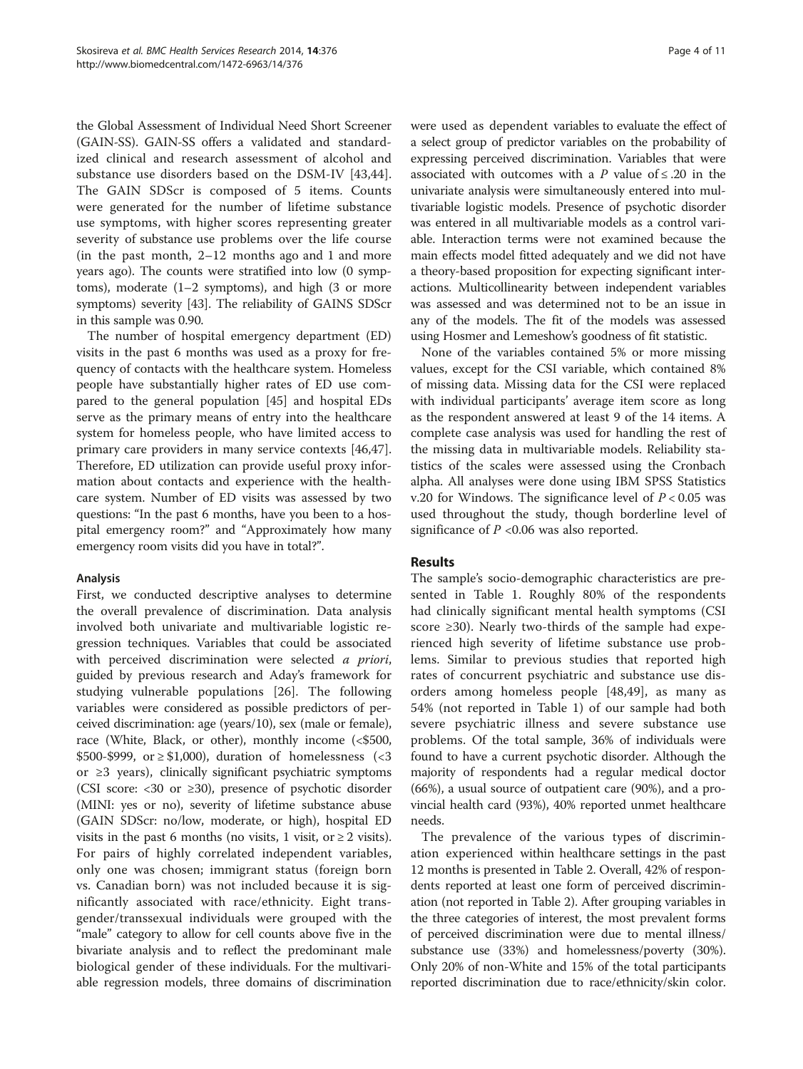the Global Assessment of Individual Need Short Screener (GAIN-SS). GAIN-SS offers a validated and standardized clinical and research assessment of alcohol and substance use disorders based on the DSM-IV [43,44]. The GAIN SDScr is composed of 5 items. Counts were generated for the number of lifetime substance use symptoms, with higher scores representing greater severity of substance use problems over the life course (in the past month, 2–12 months ago and 1 and more years ago). The counts were stratified into low (0 symptoms), moderate (1–2 symptoms), and high (3 or more symptoms) severity [43]. The reliability of GAINS SDScr in this sample was 0.90.

The number of hospital emergency department (ED) visits in the past 6 months was used as a proxy for frequency of contacts with the healthcare system. Homeless people have substantially higher rates of ED use compared to the general population [45] and hospital EDs serve as the primary means of entry into the healthcare system for homeless people, who have limited access to primary care providers in many service contexts [46,47]. Therefore, ED utilization can provide useful proxy information about contacts and experience with the healthcare system. Number of ED visits was assessed by two questions: "In the past 6 months, have you been to a hospital emergency room?" and "Approximately how many emergency room visits did you have in total?".

### Analysis

First, we conducted descriptive analyses to determine the overall prevalence of discrimination. Data analysis involved both univariate and multivariable logistic regression techniques. Variables that could be associated with perceived discrimination were selected *a priori*, guided by previous research and Aday's framework for studying vulnerable populations [26]. The following variables were considered as possible predictors of perceived discrimination: age (years/10), sex (male or female), race (White, Black, or other), monthly income (<\$500, \$500-\$999, or ≥ \$1,000), duration of homelessness (<3 or ≥3 years), clinically significant psychiatric symptoms (CSI score: <30 or ≥30), presence of psychotic disorder (MINI: yes or no), severity of lifetime substance abuse (GAIN SDScr: no/low, moderate, or high), hospital ED visits in the past 6 months (no visits, 1 visit, or ≥ 2 visits). For pairs of highly correlated independent variables, only one was chosen; immigrant status (foreign born vs. Canadian born) was not included because it is significantly associated with race/ethnicity. Eight transgender/transsexual individuals were grouped with the "male" category to allow for cell counts above five in the bivariate analysis and to reflect the predominant male biological gender of these individuals. For the multivariable regression models, three domains of discrimination were used as dependent variables to evaluate the effect of a select group of predictor variables on the probability of expressing perceived discrimination. Variables that were associated with outcomes with a $P$ value of ≤ .20 in the univariate analysis were simultaneously entered into multivariable logistic models. Presence of psychotic disorder was entered in all multivariable models as a control variable. Interaction terms were not examined because the main effects model fitted adequately and we did not have a theory-based proposition for expecting significant interactions. Multicollinearity between independent variables was assessed and was determined not to be an issue in any of the models. The fit of the models was assessed using Hosmer and Lemeshow's goodness of fit statistic.

None of the variables contained 5% or more missing values, except for the CSI variable, which contained 8% of missing data. Missing data for the CSI were replaced with individual participants' average item score as long as the respondent answered at least 9 of the 14 items. A complete case analysis was used for handling the rest of the missing data in multivariable models. Reliability statistics of the scales were assessed using the Cronbach alpha. All analyses were done using IBM SPSS Statistics v.20 for Windows. The significance level of $P < 0.05$ was used throughout the study, though borderline level of significance of $P < 0.06$ was also reported.

## Results

The sample's socio-demographic characteristics are presented in Table 1. Roughly 80% of the respondents had clinically significant mental health symptoms (CSI score ≥30). Nearly two-thirds of the sample had experienced high severity of lifetime substance use problems. Similar to previous studies that reported high rates of concurrent psychiatric and substance use disorders among homeless people [48,49], as many as 54% (not reported in Table 1) of our sample had both severe psychiatric illness and severe substance use problems. Of the total sample, 36% of individuals were found to have a current psychotic disorder. Although the majority of respondents had a regular medical doctor (66%), a usual source of outpatient care (90%), and a provincial health card (93%), 40% reported unmet healthcare needs.

The prevalence of the various types of discrimination experienced within healthcare settings in the past 12 months is presented in Table 2. Overall, 42% of respondents reported at least one form of perceived discrimination (not reported in Table 2). After grouping variables in the three categories of interest, the most prevalent forms of perceived discrimination were due to mental illness/substance use (33%) and homelessness/poverty (30%). Only 20% of non-White and 15% of the total participants reported discrimination due to race/ethnicity/skin color.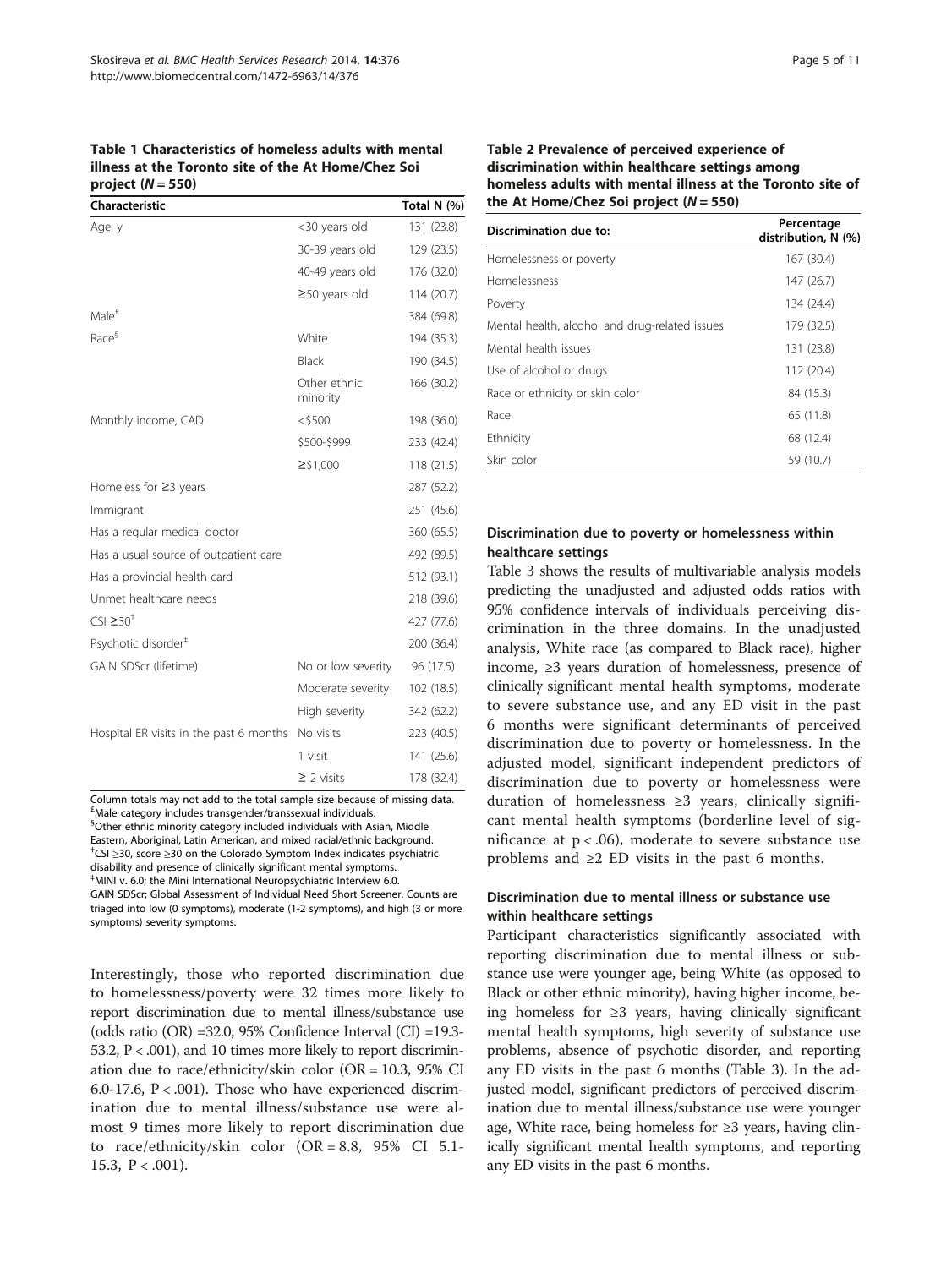**Table 1 Characteristics of homeless adults with mental illness at the Toronto site of the At Home/Chez Soi project ($N = 550$)**

| Characteristic | | Total N (%) |
|---|---|---|
| Age, y | <30 years old | 131 (23.8) |
| | 30-39 years old | 129 (23.5) |
| | 40-49 years old | 176 (32.0) |
| | ≥50 years old | 114 (20.7) |
| Male[£] | | 384 (69.8) |
| Race[§] | White | 194 (35.3) |
| | Black | 190 (34.5) |
| | Other ethnic minority | 166 (30.2) |
| Monthly income, CAD | <$500 | 198 (36.0) |
| | $500-$999 | 233 (42.4) |
| | ≥$1,000 | 118 (21.5) |
| Homeless for ≥3 years | | 287 (52.2) |
| Immigrant | | 251 (45.6) |
| Has a regular medical doctor | | 360 (65.5) |
| Has a usual source of outpatient care | | 492 (89.5) |
| Has a provincial health card | | 512 (93.1) |
| Unmet healthcare needs | | 218 (39.6) |
| CSI ≥30[†] | | 427 (77.6) |
| Psychotic disorder[‡] | | 200 (36.4) |
| GAIN SDScr (lifetime) | No or low severity | 96 (17.5) |
| | Moderate severity | 102 (18.5) |
| | High severity | 342 (62.2) |
| Hospital ER visits in the past 6 months | No visits | 223 (40.5) |
| | 1 visit | 141 (25.6) |
| | ≥ 2 visits | 178 (32.4) |

Column totals may not add to the total sample size because of missing data.
[£]Male category includes transgender/transsexual individuals.
[§]Other ethnic minority category included individuals with Asian, Middle Eastern, Aboriginal, Latin American, and mixed racial/ethnic background.
[†]CSI ≥30, score ≥30 on the Colorado Symptom Index indicates psychiatric disability and presence of clinically significant mental symptoms.
[‡]MINI v. 6.0; the Mini International Neuropsychiatric Interview 6.0.
GAIN SDScr; Global Assessment of Individual Need Short Screener. Counts are triaged into low (0 symptoms), moderate (1-2 symptoms), and high (3 or more symptoms) severity symptoms.

Interestingly, those who reported discrimination due to homelessness/poverty were 32 times more likely to report discrimination due to mental illness/substance use (odds ratio (OR) =32.0, 95% Confidence Interval (CI) =19.3-53.2, $P < .001$), and 10 times more likely to report discrimination due to race/ethnicity/skin color (OR = 10.3, 95% CI 6.0-17.6, $P < .001$). Those who have experienced discrimination due to mental illness/substance use were almost 9 times more likely to report discrimination due to race/ethnicity/skin color (OR = 8.8, 95% CI 5.1-15.3, $P < .001$).

**Table 2 Prevalence of perceived experience of discrimination within healthcare settings among homeless adults with mental illness at the Toronto site of the At Home/Chez Soi project ($N = 550$)**

| Discrimination due to: | Percentage distribution, N (%) |
|---|---|
| Homelessness or poverty | 167 (30.4) |
| Homelessness | 147 (26.7) |
| Poverty | 134 (24.4) |
| Mental health, alcohol and drug-related issues | 179 (32.5) |
| Mental health issues | 131 (23.8) |
| Use of alcohol or drugs | 112 (20.4) |
| Race or ethnicity or skin color | 84 (15.3) |
| Race | 65 (11.8) |
| Ethnicity | 68 (12.4) |
| Skin color | 59 (10.7) |

### Discrimination due to poverty or homelessness within healthcare settings

Table 3 shows the results of multivariable analysis models predicting the unadjusted and adjusted odds ratios with 95% confidence intervals of individuals perceiving discrimination in the three domains. In the unadjusted analysis, White race (as compared to Black race), higher income, ≥3 years duration of homelessness, presence of clinically significant mental health symptoms, moderate to severe substance use, and any ED visit in the past 6 months were significant determinants of perceived discrimination due to poverty or homelessness. In the adjusted model, significant independent predictors of discrimination due to poverty or homelessness were duration of homelessness ≥3 years, clinically significant mental health symptoms (borderline level of significance at $p < .06$), moderate to severe substance use problems and ≥2 ED visits in the past 6 months.

### Discrimination due to mental illness or substance use within healthcare settings

Participant characteristics significantly associated with reporting discrimination due to mental illness or substance use were younger age, being White (as opposed to Black or other ethnic minority), having higher income, being homeless for ≥3 years, having clinically significant mental health symptoms, high severity of substance use problems, absence of psychotic disorder, and reporting any ED visits in the past 6 months (Table 3). In the adjusted model, significant predictors of perceived discrimination due to mental illness/substance use were younger age, White race, being homeless for ≥3 years, having clinically significant mental health symptoms, and reporting any ED visits in the past 6 months.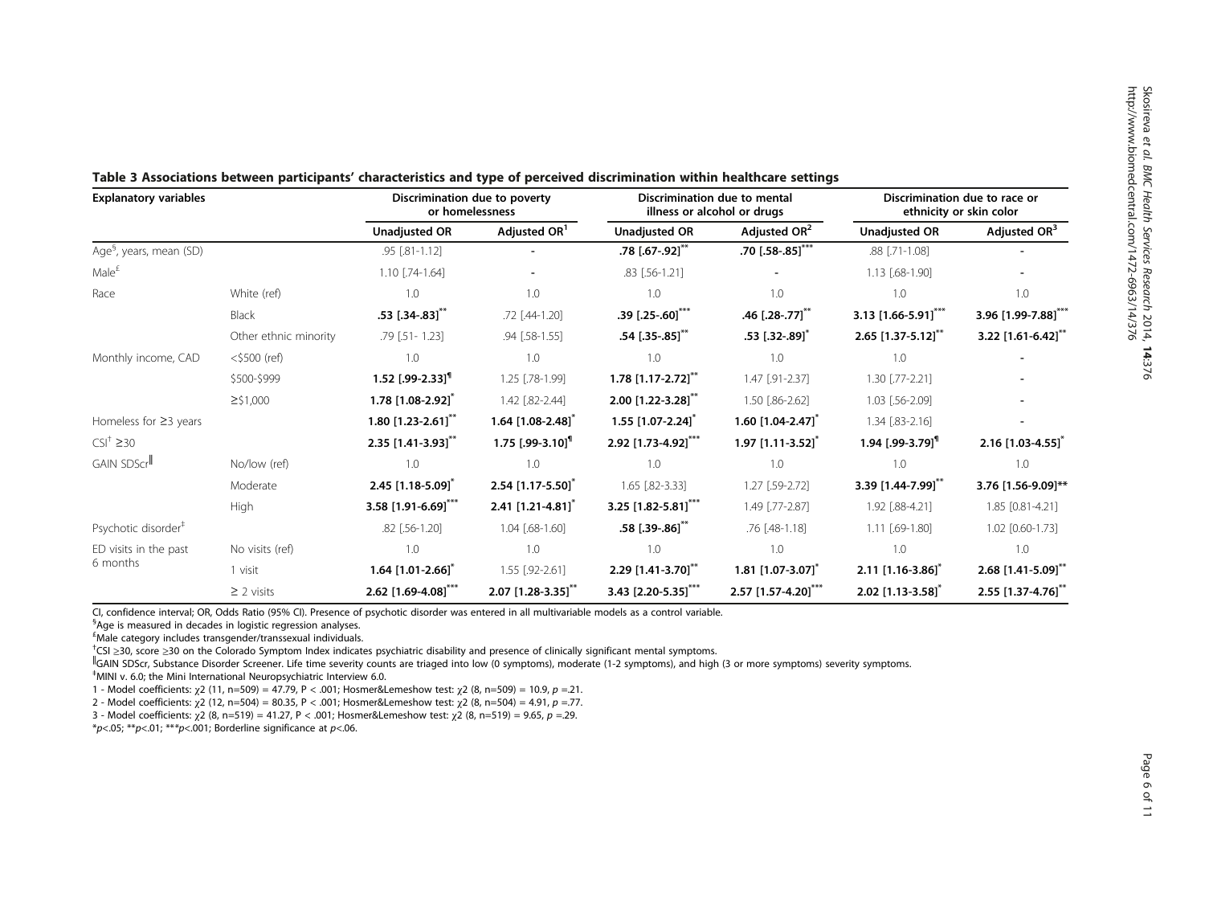**Table 3 Associations between participants' characteristics and type of perceived discrimination within healthcare settings**

| Explanatory variables | | Discrimination due to poverty or homelessness | | Discrimination due to mental illness or alcohol or drugs | | Discrimination due to race or ethnicity or skin color | |
|---|---|---|---|---|---|---|---|
| | | **Unadjusted OR** | **Adjusted OR[1]** | **Unadjusted OR** | **Adjusted OR[2]** | **Unadjusted OR** | **Adjusted OR[3]** |
| Age[§], years, mean (SD) | | .95 [.81-1.12] | - | **.78 [.67-.92]**[**] | **.70 [.58-.85]**[***] | .88 [.71-1.08] | - |
| Male[£] | | 1.10 [.74-1.64] | - | .83 [.56-1.21] | - | 1.13 [.68-1.90] | - |
| Race | White (ref) | 1.0 | 1.0 | 1.0 | 1.0 | 1.0 | 1.0 |
| | Black | **.53 [.34-.83]**[**] | .72 [.44-1.20] | **.39 [.25-.60]**[***] | **.46 [.28-.77]**[**] | **3.13 [1.66-5.91]**[***] | **3.96 [1.99-7.88]**[***] |
| | Other ethnic minority | .79 [.51- 1.23] | .94 [.58-1.55] | **.54 [.35-.85]**[**] | **.53 [.32-.89]**[*] | **2.65 [1.37-5.12]**[**] | **3.22 [1.61-6.42]**[**] |
| Monthly income, CAD | <$500 (ref) | 1.0 | 1.0 | 1.0 | 1.0 | 1.0 | - |
| | $500-$999 | **1.52 [.99-2.33]**[¶] | 1.25 [.78-1.99] | **1.78 [1.17-2.72]**[**] | 1.47 [.91-2.37] | 1.30 [.77-2.21] | - |
| | ≥$1,000 | **1.78 [1.08-2.92]**[*] | 1.42 [.82-2.44] | **2.00 [1.22-3.28]**[**] | 1.50 [.86-2.62] | 1.03 [.56-2.09] | - |
| Homeless for ≥3 years | | **1.80 [1.23-2.61]**[**] | **1.64 [1.08-2.48]**[*] | **1.55 [1.07-2.24]**[*] | **1.60 [1.04-2.47]**[*] | 1.34 [.83-2.16] | - |
| CSI[†] ≥30 | | **2.35 [1.41-3.93]**[**] | **1.75 [.99-3.10]**[¶] | **2.92 [1.73-4.92]**[***] | **1.97 [1.11-3.52]**[*] | **1.94 [.99-3.79]**[¶] | **2.16 [1.03-4.55]**[*] |
| GAIN SDScr[‖] | No/low (ref) | 1.0 | 1.0 | 1.0 | 1.0 | 1.0 | 1.0 |
| | Moderate | **2.45 [1.18-5.09]**[*] | **2.54 [1.17-5.50]**[*] | 1.65 [.82-3.33] | 1.27 [.59-2.72] | **3.39 [1.44-7.99]**[**] | **3.76 [1.56-9.09]**** |
| | High | **3.58 [1.91-6.69]**[***] | **2.41 [1.21-4.81]**[*] | **3.25 [1.82-5.81]**[***] | 1.49 [.77-2.87] | 1.92 [.88-4.21] | 1.85 [0.81-4.21] |
| Psychotic disorder[‡] | | .82 [.56-1.20] | 1.04 [.68-1.60] | **.58 [.39-.86]**[**] | .76 [.48-1.18] | 1.11 [.69-1.80] | 1.02 [0.60-1.73] |
| ED visits in the past 6 months | No visits (ref) | 1.0 | 1.0 | 1.0 | 1.0 | 1.0 | 1.0 |
| | 1 visit | **1.64 [1.01-2.66]**[*] | 1.55 [.92-2.61] | **2.29 [1.41-3.70]**[**] | **1.81 [1.07-3.07]**[*] | **2.11 [1.16-3.86]**[*] | **2.68 [1.41-5.09]**[**] |
| | ≥ 2 visits | **2.62 [1.69-4.08]**[***] | **2.07 [1.28-3.35]**[**] | **3.43 [2.20-5.35]**[***] | **2.57 [1.57-4.20]**[***] | **2.02 [1.13-3.58]**[*] | **2.55 [1.37-4.76]**[**] |

CI, confidence interval; OR, Odds Ratio (95% CI). Presence of psychotic disorder was entered in all multivariable models as a control variable.

[§]Age is measured in decades in logistic regression analyses.

[£]Male category includes transgender/transsexual individuals.

[†]CSI ≥30, score ≥30 on the Colorado Symptom Index indicates psychiatric disability and presence of clinically significant mental symptoms.

[‖]GAIN SDScr, Substance Disorder Screener. Life time severity counts are triaged into low (0 symptoms), moderate (1-2 symptoms), and high (3 or more symptoms) severity symptoms.

[‡]MINI v. 6.0; the Mini International Neuropsychiatric Interview 6.0.

1 - Model coefficients: $\chi 2$ (11, n=509) = 47.79, P < .001; Hosmer&Lemeshow test: $\chi 2$ (8, n=509) = 10.9, $p$ =.21.

2 - Model coefficients: $\chi 2$ (12, n=504) = 80.35, P < .001; Hosmer&Lemeshow test: $\chi 2$ (8, n=504) = 4.91, $p$ =.77.

3 - Model coefficients: $\chi 2$ (8, n=519) = 41.27, P < .001; Hosmer&Lemeshow test: $\chi 2$ (8, n=519) = 9.65, $p$ =.29.

*$p$<.05; **$p$<.01; ***$p$<.001; Borderline significance at $p$<.06.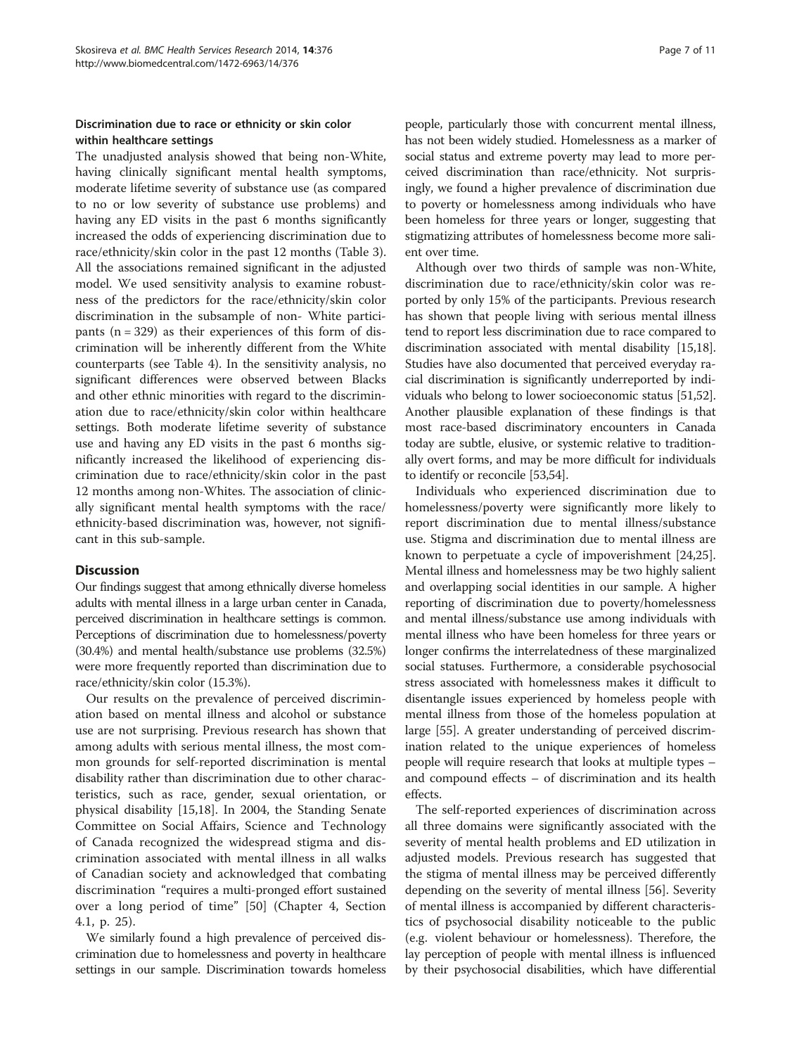### Discrimination due to race or ethnicity or skin color within healthcare settings

The unadjusted analysis showed that being non-White, having clinically significant mental health symptoms, moderate lifetime severity of substance use (as compared to no or low severity of substance use problems) and having any ED visits in the past 6 months significantly increased the odds of experiencing discrimination due to race/ethnicity/skin color in the past 12 months (Table 3). All the associations remained significant in the adjusted model. We used sensitivity analysis to examine robustness of the predictors for the race/ethnicity/skin color discrimination in the subsample of non- White participants (n = 329) as their experiences of this form of discrimination will be inherently different from the White counterparts (see Table 4). In the sensitivity analysis, no significant differences were observed between Blacks and other ethnic minorities with regard to the discrimination due to race/ethnicity/skin color within healthcare settings. Both moderate lifetime severity of substance use and having any ED visits in the past 6 months significantly increased the likelihood of experiencing discrimination due to race/ethnicity/skin color in the past 12 months among non-Whites. The association of clinically significant mental health symptoms with the race/ethnicity-based discrimination was, however, not significant in this sub-sample.

## Discussion

Our findings suggest that among ethnically diverse homeless adults with mental illness in a large urban center in Canada, perceived discrimination in healthcare settings is common. Perceptions of discrimination due to homelessness/poverty (30.4%) and mental health/substance use problems (32.5%) were more frequently reported than discrimination due to race/ethnicity/skin color (15.3%).

Our results on the prevalence of perceived discrimination based on mental illness and alcohol or substance use are not surprising. Previous research has shown that among adults with serious mental illness, the most common grounds for self-reported discrimination is mental disability rather than discrimination due to other characteristics, such as race, gender, sexual orientation, or physical disability [15,18]. In 2004, the Standing Senate Committee on Social Affairs, Science and Technology of Canada recognized the widespread stigma and discrimination associated with mental illness in all walks of Canadian society and acknowledged that combating discrimination "requires a multi-pronged effort sustained over a long period of time" [50] (Chapter 4, Section 4.1, p. 25).

We similarly found a high prevalence of perceived discrimination due to homelessness and poverty in healthcare settings in our sample. Discrimination towards homeless people, particularly those with concurrent mental illness, has not been widely studied. Homelessness as a marker of social status and extreme poverty may lead to more perceived discrimination than race/ethnicity. Not surprisingly, we found a higher prevalence of discrimination due to poverty or homelessness among individuals who have been homeless for three years or longer, suggesting that stigmatizing attributes of homelessness become more salient over time.

Although over two thirds of sample was non-White, discrimination due to race/ethnicity/skin color was reported by only 15% of the participants. Previous research has shown that people living with serious mental illness tend to report less discrimination due to race compared to discrimination associated with mental disability [15,18]. Studies have also documented that perceived everyday racial discrimination is significantly underreported by individuals who belong to lower socioeconomic status [51,52]. Another plausible explanation of these findings is that most race-based discriminatory encounters in Canada today are subtle, elusive, or systemic relative to traditionally overt forms, and may be more difficult for individuals to identify or reconcile [53,54].

Individuals who experienced discrimination due to homelessness/poverty were significantly more likely to report discrimination due to mental illness/substance use. Stigma and discrimination due to mental illness are known to perpetuate a cycle of impoverishment [24,25]. Mental illness and homelessness may be two highly salient and overlapping social identities in our sample. A higher reporting of discrimination due to poverty/homelessness and mental illness/substance use among individuals with mental illness who have been homeless for three years or longer confirms the interrelatedness of these marginalized social statuses. Furthermore, a considerable psychosocial stress associated with homelessness makes it difficult to disentangle issues experienced by homeless people with mental illness from those of the homeless population at large [55]. A greater understanding of perceived discrimination related to the unique experiences of homeless people will require research that looks at multiple types – and compound effects – of discrimination and its health effects.

The self-reported experiences of discrimination across all three domains were significantly associated with the severity of mental health problems and ED utilization in adjusted models. Previous research has suggested that the stigma of mental illness may be perceived differently depending on the severity of mental illness [56]. Severity of mental illness is accompanied by different characteristics of psychosocial disability noticeable to the public (e.g. violent behaviour or homelessness). Therefore, the lay perception of people with mental illness is influenced by their psychosocial disabilities, which have differential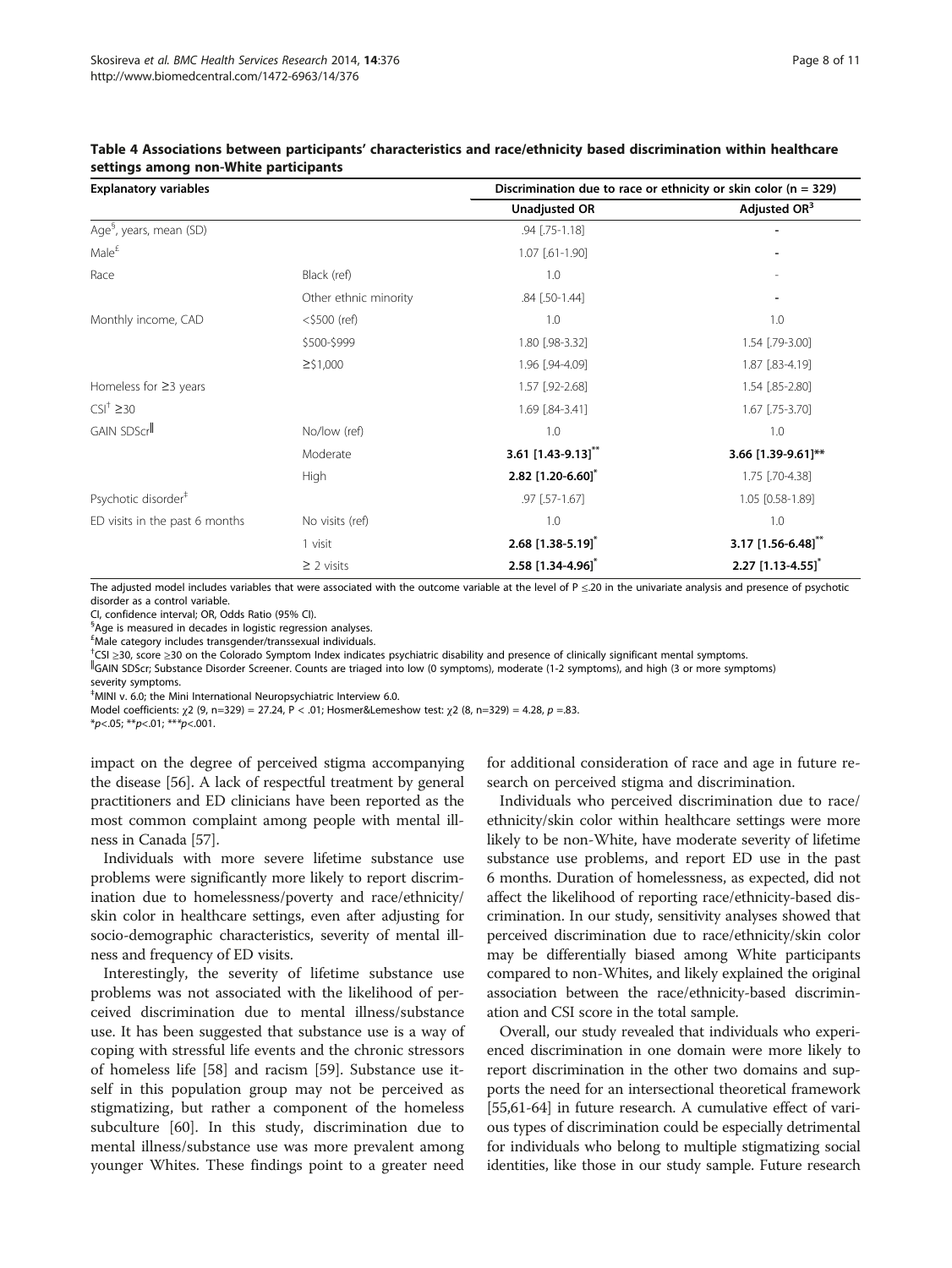**Table 4 Associations between participants' characteristics and race/ethnicity based discrimination within healthcare settings among non-White participants**

| Explanatory variables | | Discrimination due to race or ethnicity or skin color (n = 329) | |
|---|---|---|---|
| | | Unadjusted OR | Adjusted OR[3] |
| Age[§], years, mean (SD) | | .94 [.75-1.18] | - |
| Male[£] | | 1.07 [.61-1.90] | - |
| Race | Black (ref) | 1.0 | - |
| | Other ethnic minority | .84 [.50-1.44] | - |
| Monthly income, CAD | <$500 (ref) | 1.0 | 1.0 |
| | $500-$999 | 1.80 [.98-3.32] | 1.54 [.79-3.00] |
| | ≥$1,000 | 1.96 [.94-4.09] | 1.87 [.83-4.19] |
| Homeless for ≥3 years | | 1.57 [.92-2.68] | 1.54 [.85-2.80] |
| CSI[†] ≥30 | | 1.69 [.84-3.41] | 1.67 [.75-3.70] |
| GAIN SDScr[‖] | No/low (ref) | 1.0 | 1.0 |
| | Moderate | **3.61 [1.43-9.13]**** | **3.66 [1.39-9.61]**** |
| | High | **2.82 [1.20-6.60]*** | 1.75 [.70-4.38] |
| Psychotic disorder[‡] | | .97 [.57-1.67] | 1.05 [0.58-1.89] |
| ED visits in the past 6 months | No visits (ref) | 1.0 | 1.0 |
| | 1 visit | **2.68 [1.38-5.19]*** | **3.17 [1.56-6.48]**** |
| | ≥ 2 visits | **2.58 [1.34-4.96]*** | **2.27 [1.13-4.55]*** |

The adjusted model includes variables that were associated with the outcome variable at the level of P ≤.20 in the univariate analysis and presence of psychotic disorder as a control variable.
CI, confidence interval; OR, Odds Ratio (95% CI).
[§]Age is measured in decades in logistic regression analyses.
[£]Male category includes transgender/transsexual individuals.
[†]CSI ≥30, score ≥30 on the Colorado Symptom Index indicates psychiatric disability and presence of clinically significant mental symptoms.
[‖]GAIN SDScr; Substance Disorder Screener. Counts are triaged into low (0 symptoms), moderate (1-2 symptoms), and high (3 or more symptoms) severity symptoms.
[‡]MINI v. 6.0; the Mini International Neuropsychiatric Interview 6.0.
Model coefficients: $\chi2$ (9, n=329) = 27.24, P < .01; Hosmer&Lemeshow test: $\chi2$ (8, n=329) = 4.28, $p$ =.83.
*$p$<.05; **$p$<.01; ***$p$<.001.

impact on the degree of perceived stigma accompanying the disease [56]. A lack of respectful treatment by general practitioners and ED clinicians have been reported as the most common complaint among people with mental illness in Canada [57].

Individuals with more severe lifetime substance use problems were significantly more likely to report discrimination due to homelessness/poverty and race/ethnicity/skin color in healthcare settings, even after adjusting for socio-demographic characteristics, severity of mental illness and frequency of ED visits.

Interestingly, the severity of lifetime substance use problems was not associated with the likelihood of perceived discrimination due to mental illness/substance use. It has been suggested that substance use is a way of coping with stressful life events and the chronic stressors of homeless life [58] and racism [59]. Substance use itself in this population group may not be perceived as stigmatizing, but rather a component of the homeless subculture [60]. In this study, discrimination due to mental illness/substance use was more prevalent among younger Whites. These findings point to a greater need for additional consideration of race and age in future research on perceived stigma and discrimination.

Individuals who perceived discrimination due to race/ethnicity/skin color within healthcare settings were more likely to be non-White, have moderate severity of lifetime substance use problems, and report ED use in the past 6 months. Duration of homelessness, as expected, did not affect the likelihood of reporting race/ethnicity-based discrimination. In our study, sensitivity analyses showed that perceived discrimination due to race/ethnicity/skin color may be differentially biased among White participants compared to non-Whites, and likely explained the original association between the race/ethnicity-based discrimination and CSI score in the total sample.

Overall, our study revealed that individuals who experienced discrimination in one domain were more likely to report discrimination in the other two domains and supports the need for an intersectional theoretical framework [55,61-64] in future research. A cumulative effect of various types of discrimination could be especially detrimental for individuals who belong to multiple stigmatizing social identities, like those in our study sample. Future research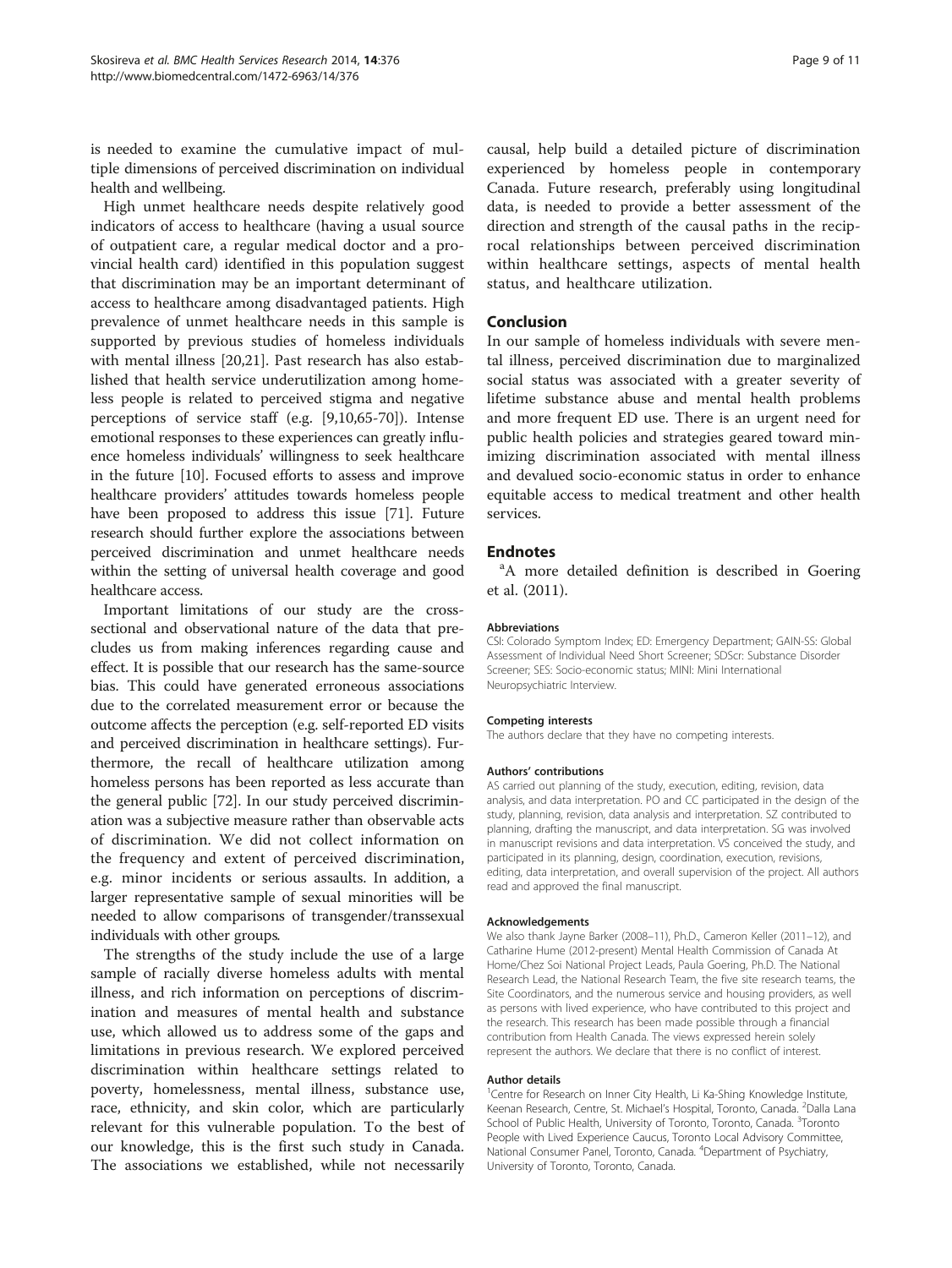is needed to examine the cumulative impact of multiple dimensions of perceived discrimination on individual health and wellbeing.

High unmet healthcare needs despite relatively good indicators of access to healthcare (having a usual source of outpatient care, a regular medical doctor and a provincial health card) identified in this population suggest that discrimination may be an important determinant of access to healthcare among disadvantaged patients. High prevalence of unmet healthcare needs in this sample is supported by previous studies of homeless individuals with mental illness [20,21]. Past research has also established that health service underutilization among homeless people is related to perceived stigma and negative perceptions of service staff (e.g. [9,10,65-70]). Intense emotional responses to these experiences can greatly influence homeless individuals' willingness to seek healthcare in the future [10]. Focused efforts to assess and improve healthcare providers' attitudes towards homeless people have been proposed to address this issue [71]. Future research should further explore the associations between perceived discrimination and unmet healthcare needs within the setting of universal health coverage and good healthcare access.

Important limitations of our study are the cross-sectional and observational nature of the data that precludes us from making inferences regarding cause and effect. It is possible that our research has the same-source bias. This could have generated erroneous associations due to the correlated measurement error or because the outcome affects the perception (e.g. self-reported ED visits and perceived discrimination in healthcare settings). Furthermore, the recall of healthcare utilization among homeless persons has been reported as less accurate than the general public [72]. In our study perceived discrimination was a subjective measure rather than observable acts of discrimination. We did not collect information on the frequency and extent of perceived discrimination, e.g. minor incidents or serious assaults. In addition, a larger representative sample of sexual minorities will be needed to allow comparisons of transgender/transsexual individuals with other groups.

The strengths of the study include the use of a large sample of racially diverse homeless adults with mental illness, and rich information on perceptions of discrimination and measures of mental health and substance use, which allowed us to address some of the gaps and limitations in previous research. We explored perceived discrimination within healthcare settings related to poverty, homelessness, mental illness, substance use, race, ethnicity, and skin color, which are particularly relevant for this vulnerable population. To the best of our knowledge, this is the first such study in Canada. The associations we established, while not necessarily causal, help build a detailed picture of discrimination experienced by homeless people in contemporary Canada. Future research, preferably using longitudinal data, is needed to provide a better assessment of the direction and strength of the causal paths in the reciprocal relationships between perceived discrimination within healthcare settings, aspects of mental health status, and healthcare utilization.

## Conclusion

In our sample of homeless individuals with severe mental illness, perceived discrimination due to marginalized social status was associated with a greater severity of lifetime substance abuse and mental health problems and more frequent ED use. There is an urgent need for public health policies and strategies geared toward minimizing discrimination associated with mental illness and devalued socio-economic status in order to enhance equitable access to medical treatment and other health services.

## Endnotes

[a]A more detailed definition is described in Goering et al. (2011).

#### Abbreviations

CSI: Colorado Symptom Index; ED: Emergency Department; GAIN-SS: Global Assessment of Individual Need Short Screener; SDScr: Substance Disorder Screener; SES: Socio-economic status; MINI: Mini International Neuropsychiatric Interview.

#### Competing interests

The authors declare that they have no competing interests.

#### Authors' contributions

AS carried out planning of the study, execution, editing, revision, data analysis, and data interpretation. PO and CC participated in the design of the study, planning, revision, data analysis and interpretation. SZ contributed to planning, drafting the manuscript, and data interpretation. SG was involved in manuscript revisions and data interpretation. VS conceived the study, and participated in its planning, design, coordination, execution, revisions, editing, data interpretation, and overall supervision of the project. All authors read and approved the final manuscript.

#### Acknowledgements

We also thank Jayne Barker (2008–11), Ph.D., Cameron Keller (2011–12), and Catharine Hume (2012-present) Mental Health Commission of Canada At Home/Chez Soi National Project Leads, Paula Goering, Ph.D. The National Research Lead, the National Research Team, the five site research teams, the Site Coordinators, and the numerous service and housing providers, as well as persons with lived experience, who have contributed to this project and the research. This research has been made possible through a financial contribution from Health Canada. The views expressed herein solely represent the authors. We declare that there is no conflict of interest.

#### Author details

[1]Centre for Research on Inner City Health, Li Ka-Shing Knowledge Institute, Keenan Research, Centre, St. Michael's Hospital, Toronto, Canada. [2]Dalla Lana School of Public Health, University of Toronto, Toronto, Canada. [3]Toronto People with Lived Experience Caucus, Toronto Local Advisory Committee, National Consumer Panel, Toronto, Canada. [4]Department of Psychiatry, University of Toronto, Toronto, Canada.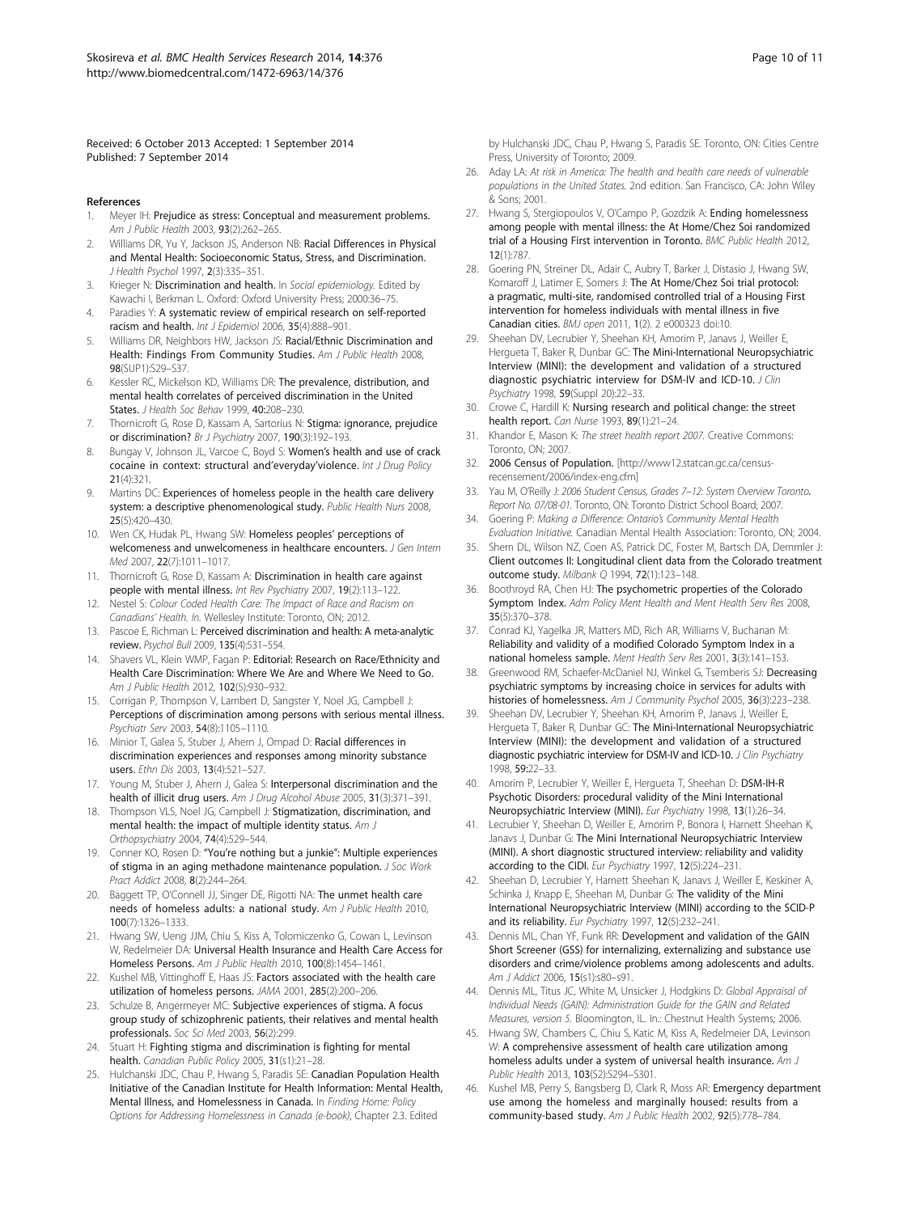Received: 6 October 2013 Accepted: 1 September 2014
Published: 7 September 2014

## References

1. Meyer IH: **Prejudice as stress: Conceptual and measurement problems.** *Am J Public Health* 2003, **93**(2):262–265.
2. Williams DR, Yu Y, Jackson JS, Anderson NB: **Racial Differences in Physical and Mental Health: Socioeconomic Status, Stress, and Discrimination.** *J Health Psychol* 1997, **2**(3):335–351.
3. Krieger N: **Discrimination and health.** In *Social epidemiology*. Edited by Kawachi I, Berkman L. Oxford: Oxford University Press; 2000:36–75.
4. Paradies Y: **A systematic review of empirical research on self-reported racism and health.** *Int J Epidemiol* 2006, **35**(4):888–901.
5. Williams DR, Neighbors HW, Jackson JS: **Racial/Ethnic Discrimination and Health: Findings From Community Studies.** *Am J Public Health* 2008, **98**(SUP1):S29–S37.
6. Kessler RC, Mickelson KD, Williams DR: **The prevalence, distribution, and mental health correlates of perceived discrimination in the United States.** *J Health Soc Behav* 1999, **40:**208–230.
7. Thornicroft G, Rose D, Kassam A, Sartorius N: **Stigma: ignorance, prejudice or discrimination?** *Br J Psychiatry* 2007, **190**(3):192–193.
8. Bungay V, Johnson JL, Varcoe C, Boyd S: **Women's health and use of crack cocaine in context: structural and'everyday'violence.** *Int J Drug Policy* **21**(4):321.
9. Martins DC: **Experiences of homeless people in the health care delivery system: a descriptive phenomenological study.** *Public Health Nurs* 2008, **25**(5):420–430.
10. Wen CK, Hudak PL, Hwang SW: **Homeless peoples' perceptions of welcomeness and unwelcomeness in healthcare encounters.** *J Gen Intern Med* 2007, **22**(7):1011–1017.
11. Thornicroft G, Rose D, Kassam A: **Discrimination in health care against people with mental illness.** *Int Rev Psychiatry* 2007, **19**(2):113–122.
12. Nestel S: *Colour Coded Health Care: The Impact of Race and Racism on Canadians' Health. In.* Wellesley Institute: Toronto, ON; 2012.
13. Pascoe E, Richman L: **Perceived discrimination and health: A meta-analytic review.** *Psychol Bull* 2009, **135**(4):531–554.
14. Shavers VL, Klein WMP, Fagan P: **Editorial: Research on Race/Ethnicity and Health Care Discrimination: Where We Are and Where We Need to Go.** *Am J Public Health* 2012, **102**(5):930–932.
15. Corrigan P, Thompson V, Lambert D, Sangster Y, Noel JG, Campbell J: **Perceptions of discrimination among persons with serious mental illness.** *Psychiatr Serv* 2003, **54**(8):1105–1110.
16. Minior T, Galea S, Stuber J, Ahern J, Ompad D: **Racial differences in discrimination experiences and responses among minority substance users.** *Ethn Dis* 2003, **13**(4):521–527.
17. Young M, Stuber J, Ahern J, Galea S: **Interpersonal discrimination and the health of illicit drug users.** *Am J Drug Alcohol Abuse* 2005, **31**(3):371–391.
18. Thompson VLS, Noel JG, Campbell J: **Stigmatization, discrimination, and mental health: the impact of multiple identity status.** *Am J Orthopsychiatry* 2004, **74**(4):529–544.
19. Conner KO, Rosen D: **"You're nothing but a junkie": Multiple experiences of stigma in an aging methadone maintenance population.** *J Soc Work Pract Addict* 2008, **8**(2):244–264.
20. Baggett TP, O'Connell JJ, Singer DE, Rigotti NA: **The unmet health care needs of homeless adults: a national study.** *Am J Public Health* 2010, **100**(7):1326–1333.
21. Hwang SW, Ueng JJM, Chiu S, Kiss A, Tolomiczenko G, Cowan L, Levinson W, Redelmeier DA: **Universal Health Insurance and Health Care Access for Homeless Persons.** *Am J Public Health* 2010, **100**(8):1454–1461.
22. Kushel MB, Vittinghoff E, Haas JS: **Factors associated with the health care utilization of homeless persons.** *JAMA* 2001, **285**(2):200–206.
23. Schulze B, Angermeyer MC: **Subjective experiences of stigma. A focus group study of schizophrenic patients, their relatives and mental health professionals.** *Soc Sci Med* 2003, **56**(2):299.
24. Stuart H: **Fighting stigma and discrimination is fighting for mental health.** *Canadian Public Policy* 2005, **31**(s1):21–28.
25. Hulchanski JDC, Chau P, Hwang S, Paradis SE: **Canadian Population Health Initiative of the Canadian Institute for Health Information: Mental Health, Mental Illness, and Homelessness in Canada.** In *Finding Home: Policy Options for Addressing Homelessness in Canada (e-book)*, Chapter 2.3. Edited by Hulchanski JDC, Chau P, Hwang S, Paradis SE. Toronto, ON: Cities Centre Press, University of Toronto; 2009.
26. Aday LA: *At risk in America: The health and health care needs of vulnerable populations in the United States.* 2nd edition. San Francisco, CA: John Wiley & Sons; 2001.
27. Hwang S, Stergiopoulos V, O'Campo P, Gozdzik A: **Ending homelessness among people with mental illness: the At Home/Chez Soi randomized trial of a Housing First intervention in Toronto.** *BMC Public Health* 2012, **12**(1):787.
28. Goering PN, Streiner DL, Adair C, Aubry T, Barker J, Distasio J, Hwang SW, Komaroff J, Latimer E, Somers J: **The At Home/Chez Soi trial protocol: a pragmatic, multi-site, randomised controlled trial of a Housing First intervention for homeless individuals with mental illness in five Canadian cities.** *BMJ open* 2011, **1**(2). 2 e000323 doi:10.
29. Sheehan DV, Lecrubier Y, Sheehan KH, Amorim P, Janavs J, Weiller E, Hergueta T, Baker R, Dunbar GC: **The Mini-International Neuropsychiatric Interview (MINI): the development and validation of a structured diagnostic psychiatric interview for DSM-IV and ICD-10.** *J Clin Psychiatry* 1998, **59**(Suppl 20):22–33.
30. Crowe C, Hardill K: **Nursing research and political change: the street health report.** *Can Nurse* 1993, **89**(1):21–24.
31. Khandor E, Mason K: *The street health report 2007.* Creative Commons: Toronto, ON; 2007.
32. **2006 Census of Population.** [http://www12.statcan.gc.ca/census-recensement/2006/index-eng.cfm]
33. Yau M, O'Reilly J: *2006 Student Census, Grades 7–12: System Overview Toronto. Report No. 07/08-01.* Toronto, ON: Toronto District School Board; 2007.
34. Goering P: *Making a Difference: Ontario's Community Mental Health Evaluation Initiative.* Canadian Mental Health Association: Toronto, ON; 2004.
35. Shern DL, Wilson NZ, Coen AS, Patrick DC, Foster M, Bartsch DA, Demmler J: **Client outcomes II: Longitudinal client data from the Colorado treatment outcome study.** *Milbank Q* 1994, **72**(1):123–148.
36. Boothroyd RA, Chen HJ: **The psychometric properties of the Colorado Symptom Index.** *Adm Policy Ment Health and Ment Health Serv Res* 2008, **35**(5):370–378.
37. Conrad KJ, Yagelka JR, Matters MD, Rich AR, Williams V, Buchanan M: **Reliability and validity of a modified Colorado Symptom Index in a national homeless sample.** *Ment Health Serv Res* 2001, **3**(3):141–153.
38. Greenwood RM, Schaefer-McDaniel NJ, Winkel G, Tsemberis SJ: **Decreasing psychiatric symptoms by increasing choice in services for adults with histories of homelessness.** *Am J Community Psychol* 2005, **36**(3):223–238.
39. Sheehan DV, Lecrubier Y, Sheehan KH, Amorim P, Janavs J, Weiller E, Hergueta T, Baker R, Dunbar GC: **The Mini-International Neuropsychiatric Interview (MINI): the development and validation of a structured diagnostic psychiatric interview for DSM-IV and ICD-10.** *J Clin Psychiatry* 1998, **59:**22–33.
40. Amorim P, Lecrubier Y, Weiller E, Hergueta T, Sheehan D: **DSM-IH-R Psychotic Disorders: procedural validity of the Mini International Neuropsychiatric Interview (MINI).** *Eur Psychiatry* 1998, **13**(1):26–34.
41. Lecrubier Y, Sheehan D, Weiller E, Amorim P, Bonora I, Harnett Sheehan K, Janavs J, Dunbar G: **The Mini International Neuropsychiatric Interview (MINI). A short diagnostic structured interview: reliability and validity according to the CIDI.** *Eur Psychiatry* 1997, **12**(5):224–231.
42. Sheehan D, Lecrubier Y, Harnett Sheehan K, Janavs J, Weiller E, Keskiner A, Schinka J, Knapp E, Sheehan M, Dunbar G: **The validity of the Mini International Neuropsychiatric Interview (MINI) according to the SCID-P and its reliability.** *Eur Psychiatry* 1997, **12**(5):232–241.
43. Dennis ML, Chan YF, Funk RR: **Development and validation of the GAIN Short Screener (GSS) for internalizing, externalizing and substance use disorders and crime/violence problems among adolescents and adults.** *Am J Addict* 2006, **15**(s1):s80–s91.
44. Dennis ML, Titus JC, White M, Unsicker J, Hodgkins D: *Global Appraisal of Individual Needs (GAIN): Administration Guide for the GAIN and Related Measures, version 5.* Bloomington, IL. In.: Chestnut Health Systems; 2006.
45. Hwang SW, Chambers C, Chiu S, Katic M, Kiss A, Redelmeier DA, Levinson W: **A comprehensive assessment of health care utilization among homeless adults under a system of universal health insurance.** *Am J Public Health* 2013, **103**(S2):S294–S301.
46. Kushel MB, Perry S, Bangsberg D, Clark R, Moss AR: **Emergency department use among the homeless and marginally housed: results from a community-based study.** *Am J Public Health* 2002, **92**(5):778–784.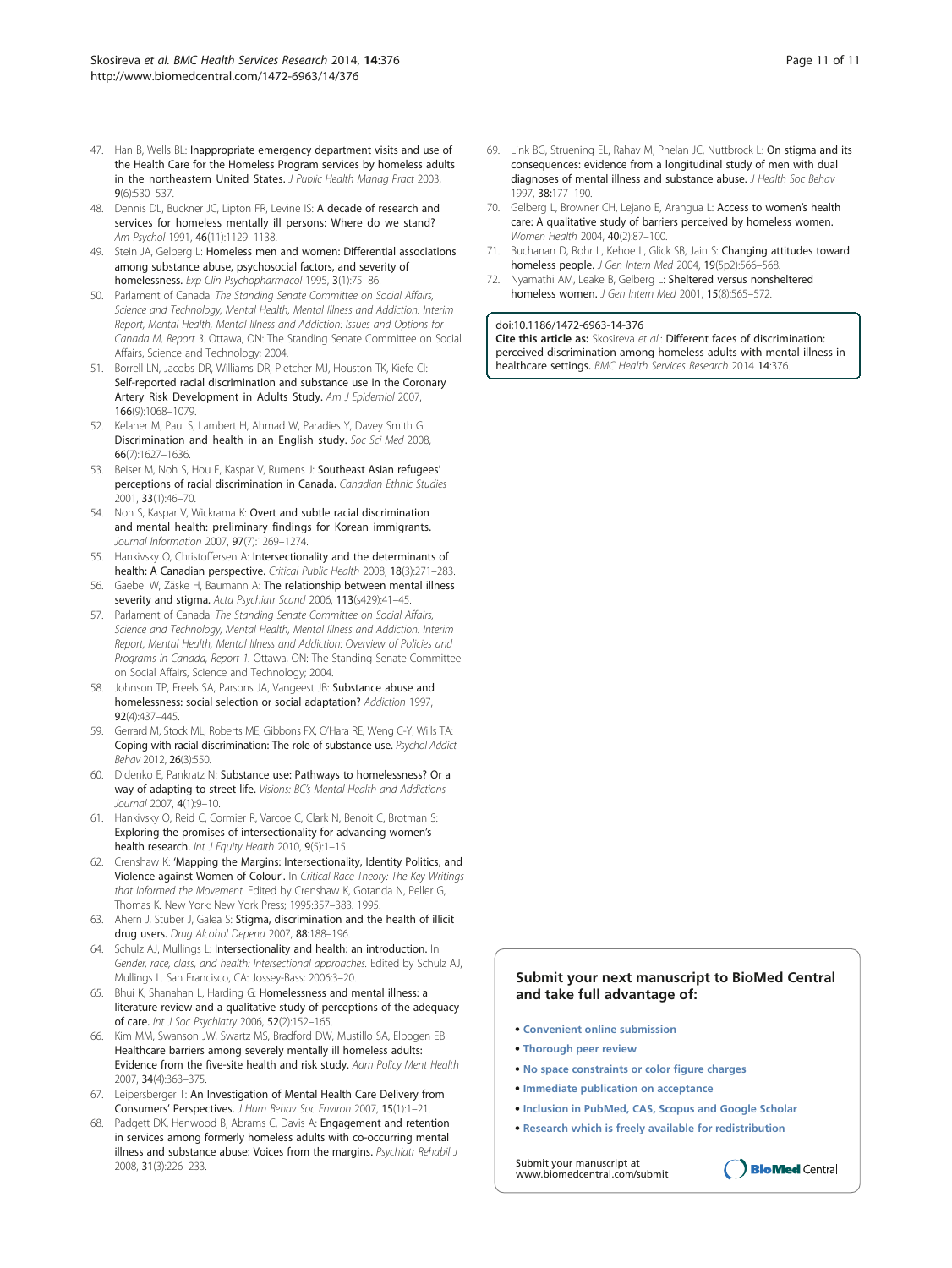47. Han B, Wells BL: Inappropriate emergency department visits and use of the Health Care for the Homeless Program services by homeless adults in the northeastern United States. *J Public Health Manag Pract* 2003, 9(6):530–537.
48. Dennis DL, Buckner JC, Lipton FR, Levine IS: A decade of research and services for homeless mentally ill persons: Where do we stand? *Am Psychol* 1991, 46(11):1129–1138.
49. Stein JA, Gelberg L: Homeless men and women: Differential associations among substance abuse, psychosocial factors, and severity of homelessness. *Exp Clin Psychopharmacol* 1995, 3(1):75–86.
50. Parlament of Canada: *The Standing Senate Committee on Social Affairs, Science and Technology, Mental Health, Mental Illness and Addiction. Interim Report, Mental Health, Mental Illness and Addiction: Issues and Options for Canada M, Report 3.* Ottawa, ON: The Standing Senate Committee on Social Affairs, Science and Technology; 2004.
51. Borrell LN, Jacobs DR, Williams DR, Pletcher MJ, Houston TK, Kiefe CI: Self-reported racial discrimination and substance use in the Coronary Artery Risk Development in Adults Study. *Am J Epidemiol* 2007, 166(9):1068–1079.
52. Kelaher M, Paul S, Lambert H, Ahmad W, Paradies Y, Davey Smith G: Discrimination and health in an English study. *Soc Sci Med* 2008, 66(7):1627–1636.
53. Beiser M, Noh S, Hou F, Kaspar V, Rumens J: Southeast Asian refugees' perceptions of racial discrimination in Canada. *Canadian Ethnic Studies* 2001, 33(1):46–70.
54. Noh S, Kaspar V, Wickrama K: Overt and subtle racial discrimination and mental health: preliminary findings for Korean immigrants. *Journal Information* 2007, 97(7):1269–1274.
55. Hankivsky O, Christoffersen A: Intersectionality and the determinants of health: A Canadian perspective. *Critical Public Health* 2008, 18(3):271–283.
56. Gaebel W, Zäske H, Baumann A: The relationship between mental illness severity and stigma. *Acta Psychiatr Scand* 2006, 113(s429):41–45.
57. Parlament of Canada: *The Standing Senate Committee on Social Affairs, Science and Technology, Mental Health, Mental Illness and Addiction. Interim Report, Mental Health, Mental Illness and Addiction: Overview of Policies and Programs in Canada, Report 1.* Ottawa, ON: The Standing Senate Committee on Social Affairs, Science and Technology; 2004.
58. Johnson TP, Freels SA, Parsons JA, Vangeest JB: Substance abuse and homelessness: social selection or social adaptation? *Addiction* 1997, 92(4):437–445.
59. Gerrard M, Stock ML, Roberts ME, Gibbons FX, O'Hara RE, Weng C-Y, Wills TA: Coping with racial discrimination: The role of substance use. *Psychol Addict Behav* 2012, 26(3):550.
60. Didenko E, Pankratz N: Substance use: Pathways to homelessness? Or a way of adapting to street life. *Visions: BC's Mental Health and Addictions Journal* 2007, 4(1):9–10.
61. Hankivsky O, Reid C, Cormier R, Varcoe C, Clark N, Benoit C, Brotman S: Exploring the promises of intersectionality for advancing women's health research. *Int J Equity Health* 2010, 9(5):1–15.
62. Crenshaw K: 'Mapping the Margins: Intersectionality, Identity Politics, and Violence against Women of Colour'. In *Critical Race Theory: The Key Writings that Informed the Movement.* Edited by Crenshaw K, Gotanda N, Peller G, Thomas K. New York: New York Press; 1995:357–383. 1995.
63. Ahern J, Stuber J, Galea S: Stigma, discrimination and the health of illicit drug users. *Drug Alcohol Depend* 2007, 88:188–196.
64. Schulz AJ, Mullings L: Intersectionality and health: an introduction. In *Gender, race, class, and health: Intersectional approaches.* Edited by Schulz AJ, Mullings L. San Francisco, CA: Jossey-Bass; 2006:3–20.
65. Bhui K, Shanahan L, Harding G: Homelessness and mental illness: a literature review and a qualitative study of perceptions of the adequacy of care. *Int J Soc Psychiatry* 2006, 52(2):152–165.
66. Kim MM, Swanson JW, Swartz MS, Bradford DW, Mustillo SA, Elbogen EB: Healthcare barriers among severely mentally ill homeless adults: Evidence from the five-site health and risk study. *Adm Policy Ment Health* 2007, 34(4):363–375.
67. Leipersberger T: An Investigation of Mental Health Care Delivery from Consumers' Perspectives. *J Hum Behav Soc Environ* 2007, 15(1):1–21.
68. Padgett DK, Henwood B, Abrams C, Davis A: Engagement and retention in services among formerly homeless adults with co-occurring mental illness and substance abuse: Voices from the margins. *Psychiatr Rehabil J* 2008, 31(3):226–233.
69. Link BG, Struening EL, Rahav M, Phelan JC, Nuttbrock L: On stigma and its consequences: evidence from a longitudinal study of men with dual diagnoses of mental illness and substance abuse. *J Health Soc Behav* 1997, 38:177–190.
70. Gelberg L, Browner CH, Lejano E, Arangua L: Access to women's health care: A qualitative study of barriers perceived by homeless women. *Women Health* 2004, 40(2):87–100.
71. Buchanan D, Rohr L, Kehoe L, Glick SB, Jain S: Changing attitudes toward homeless people. *J Gen Intern Med* 2004, 19(5p2):566–568.
72. Nyamathi AM, Leake B, Gelberg L: Sheltered versus nonsheltered homeless women. *J Gen Intern Med* 2001, 15(8):565–572.

doi:10.1186/1472-6963-14-376

**Cite this article as:** Skosireva *et al.*: Different faces of discrimination: perceived discrimination among homeless adults with mental illness in healthcare settings. *BMC Health Services Research* 2014 14:376.

**Submit your next manuscript to BioMed Central and take full advantage of:**

- Convenient online submission
- Thorough peer review
- No space constraints or color figure charges
- Immediate publication on acceptance
- Inclusion in PubMed, CAS, Scopus and Google Scholar
- Research which is freely available for redistribution

Submit your manuscript at www.biomedcentral.com/submit

BioMed Central